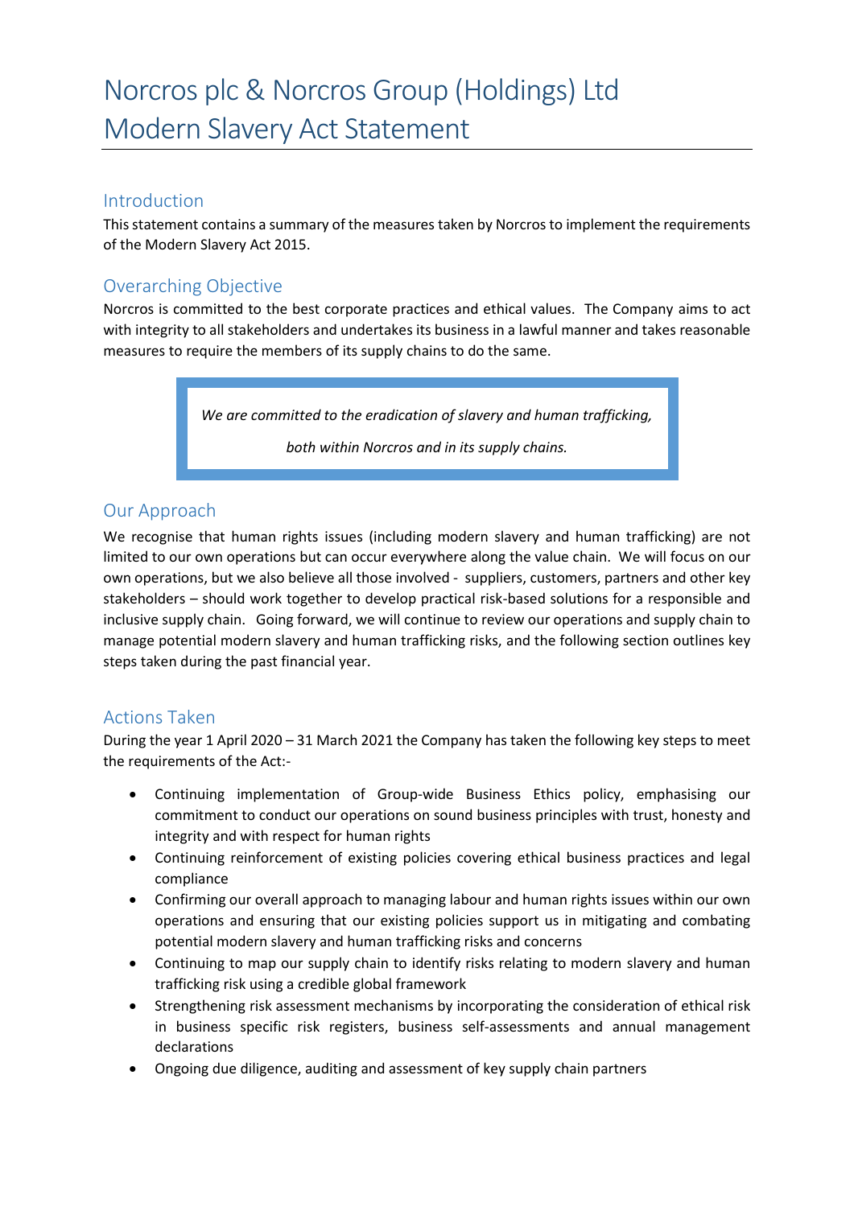# Norcros plc & Norcros Group (Holdings) Ltd Modern Slavery Act Statement

## Introduction

This statement contains a summary of the measures taken by Norcros to implement the requirements of the Modern Slavery Act 2015.

## Overarching Objective

Norcros is committed to the best corporate practices and ethical values. The Company aims to act with integrity to all stakeholders and undertakes its business in a lawful manner and takes reasonable measures to require the members of its supply chains to do the same.

> *We are committed to the eradication of slavery and human trafficking,*
>
> *both within Norcros and in its supply chains.*

## Our Approach

We recognise that human rights issues (including modern slavery and human trafficking) are not limited to our own operations but can occur everywhere along the value chain. We will focus on our own operations, but we also believe all those involved - suppliers, customers, partners and other key stakeholders – should work together to develop practical risk-based solutions for a responsible and inclusive supply chain. Going forward, we will continue to review our operations and supply chain to manage potential modern slavery and human trafficking risks, and the following section outlines key steps taken during the past financial year.

## Actions Taken

During the year 1 April 2020 – 31 March 2021 the Company has taken the following key steps to meet the requirements of the Act:-

- Continuing implementation of Group-wide Business Ethics policy, emphasising our commitment to conduct our operations on sound business principles with trust, honesty and integrity and with respect for human rights
- Continuing reinforcement of existing policies covering ethical business practices and legal compliance
- Confirming our overall approach to managing labour and human rights issues within our own operations and ensuring that our existing policies support us in mitigating and combating potential modern slavery and human trafficking risks and concerns
- Continuing to map our supply chain to identify risks relating to modern slavery and human trafficking risk using a credible global framework
- Strengthening risk assessment mechanisms by incorporating the consideration of ethical risk in business specific risk registers, business self-assessments and annual management declarations
- Ongoing due diligence, auditing and assessment of key supply chain partners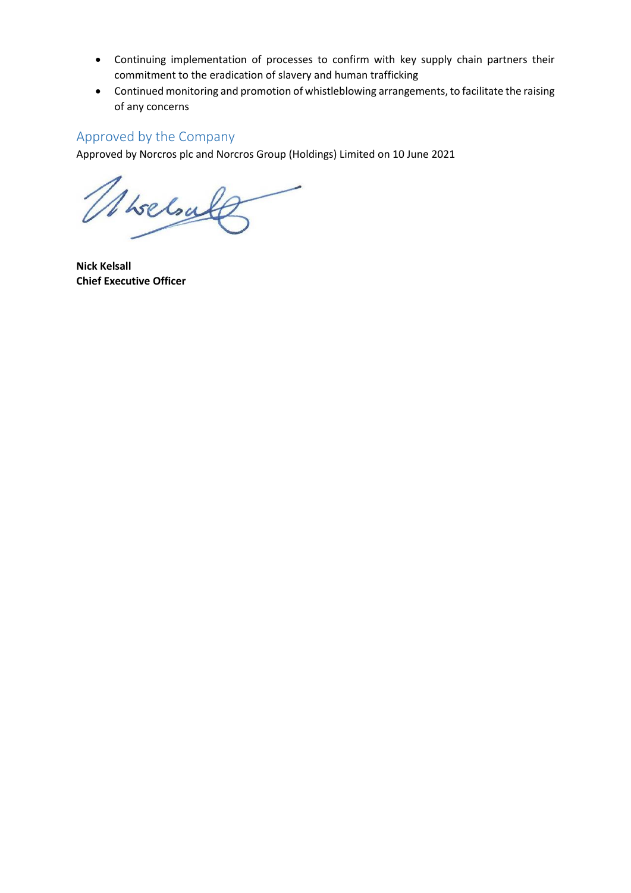- Continuing implementation of processes to confirm with key supply chain partners their commitment to the eradication of slavery and human trafficking
- Continued monitoring and promotion of whistleblowing arrangements, to facilitate the raising of any concerns

## Approved by the Company

Approved by Norcros plc and Norcros Group (Holdings) Limited on 10 June 2021

**Nick Kelsall**
**Chief Executive Officer**